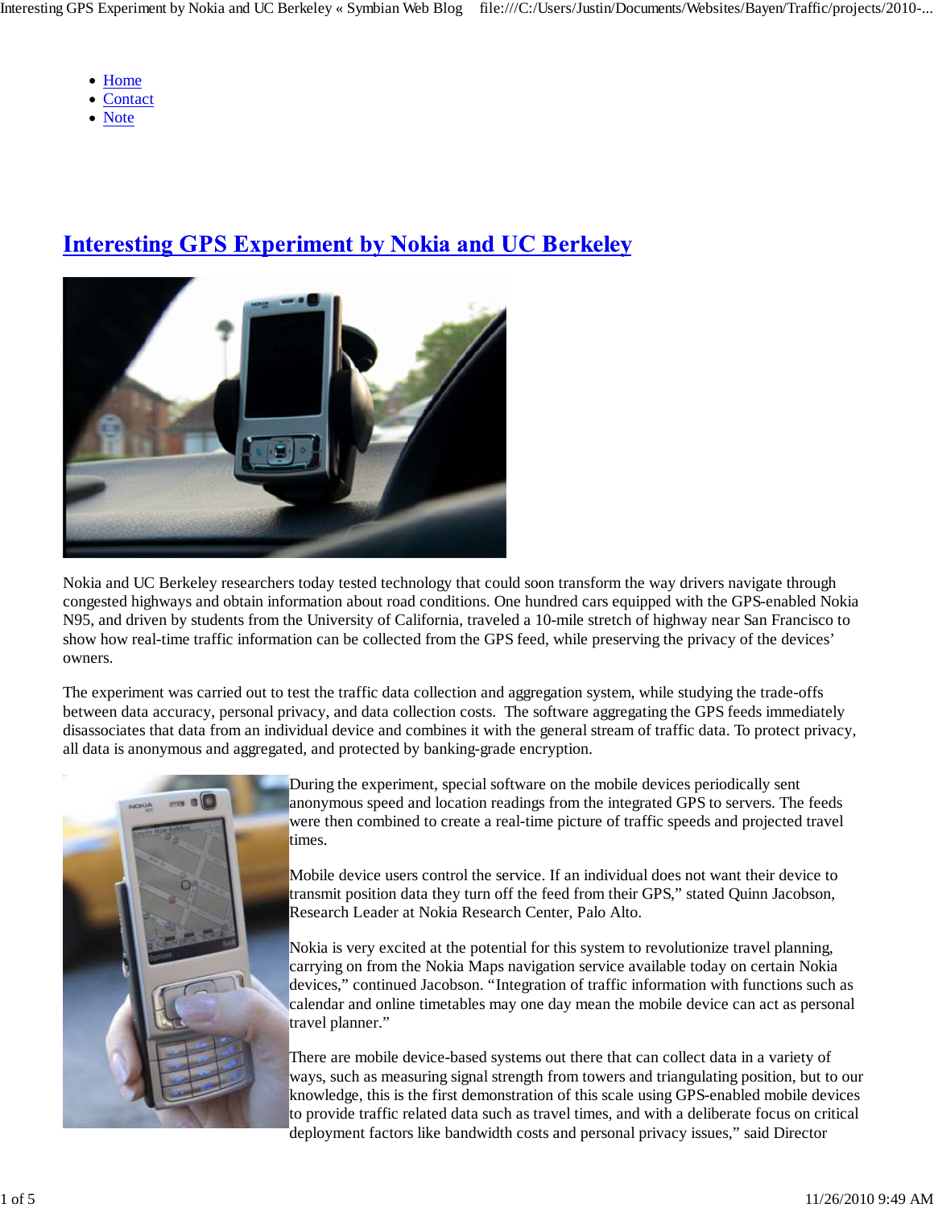- Home
- Contact
- Note

# Interesting GPS Experiment by Nokia and UC Berkeley

Nokia and UC Berkeley researchers today tested technology that could soon transform the way drivers navigate through congested highways and obtain information about road conditions. One hundred cars equipped with the GPS-enabled Nokia N95, and driven by students from the University of California, traveled a 10-mile stretch of highway near San Francisco to show how real-time traffic information can be collected from the GPS feed, while preserving the privacy of the devices' owners.

The experiment was carried out to test the traffic data collection and aggregation system, while studying the trade-offs between data accuracy, personal privacy, and data collection costs. The software aggregating the GPS feeds immediately disassociates that data from an individual device and combines it with the general stream of traffic data. To protect privacy, all data is anonymous and aggregated, and protected by banking-grade encryption.

During the experiment, special software on the mobile devices periodically sent anonymous speed and location readings from the integrated GPS to servers. The feeds were then combined to create a real-time picture of traffic speeds and projected travel times.

Mobile device users control the service. If an individual does not want their device to transmit position data they turn off the feed from their GPS," stated Quinn Jacobson, Research Leader at Nokia Research Center, Palo Alto.

Nokia is very excited at the potential for this system to revolutionize travel planning, carrying on from the Nokia Maps navigation service available today on certain Nokia devices," continued Jacobson. "Integration of traffic information with functions such as calendar and online timetables may one day mean the mobile device can act as personal travel planner."

There are mobile device-based systems out there that can collect data in a variety of ways, such as measuring signal strength from towers and triangulating position, but to our knowledge, this is the first demonstration of this scale using GPS-enabled mobile devices to provide traffic related data such as travel times, and with a deliberate focus on critical deployment factors like bandwidth costs and personal privacy issues," said Director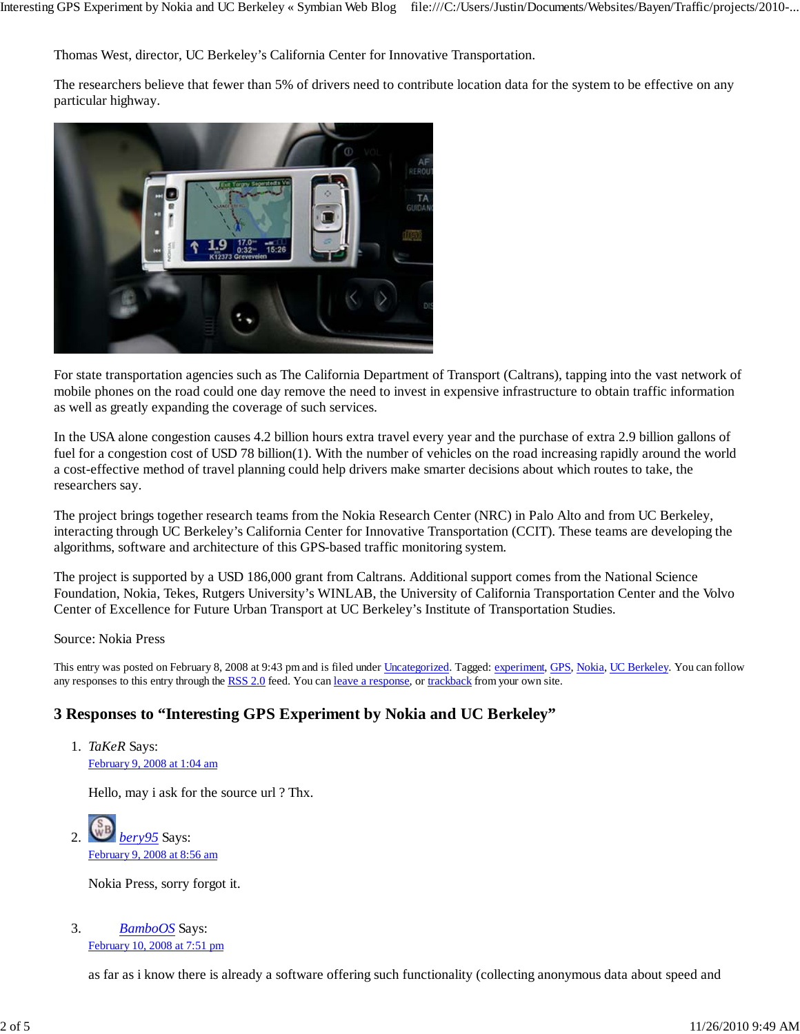Thomas West, director, UC Berkeley's California Center for Innovative Transportation.

The researchers believe that fewer than 5% of drivers need to contribute location data for the system to be effective on any particular highway.

For state transportation agencies such as The California Department of Transport (Caltrans), tapping into the vast network of mobile phones on the road could one day remove the need to invest in expensive infrastructure to obtain traffic information as well as greatly expanding the coverage of such services.

In the USA alone congestion causes 4.2 billion hours extra travel every year and the purchase of extra 2.9 billion gallons of fuel for a congestion cost of USD 78 billion(1). With the number of vehicles on the road increasing rapidly around the world a cost-effective method of travel planning could help drivers make smarter decisions about which routes to take, the researchers say.

The project brings together research teams from the Nokia Research Center (NRC) in Palo Alto and from UC Berkeley, interacting through UC Berkeley's California Center for Innovative Transportation (CCIT). These teams are developing the algorithms, software and architecture of this GPS-based traffic monitoring system.

The project is supported by a USD 186,000 grant from Caltrans. Additional support comes from the National Science Foundation, Nokia, Tekes, Rutgers University's WINLAB, the University of California Transportation Center and the Volvo Center of Excellence for Future Urban Transport at UC Berkeley's Institute of Transportation Studies.

Source: Nokia Press

This entry was posted on February 8, 2008 at 9:43 pm and is filed under Uncategorized. Tagged: experiment, GPS, Nokia, UC Berkeley. You can follow any responses to this entry through the RSS 2.0 feed. You can leave a response, or trackback from your own site.

## 3 Responses to "Interesting GPS Experiment by Nokia and UC Berkeley"

1. *TaKeR* Says:
   February 9, 2008 at 1:04 am

   Hello, may i ask for the source url ? Thx.

2. *bery95* Says:
   February 9, 2008 at 8:56 am

   Nokia Press, sorry forgot it.

3. *BambooOS* Says:
   February 10, 2008 at 7:51 pm

   as far as i know there is already a software offering such functionality (collecting anonymous data about speed and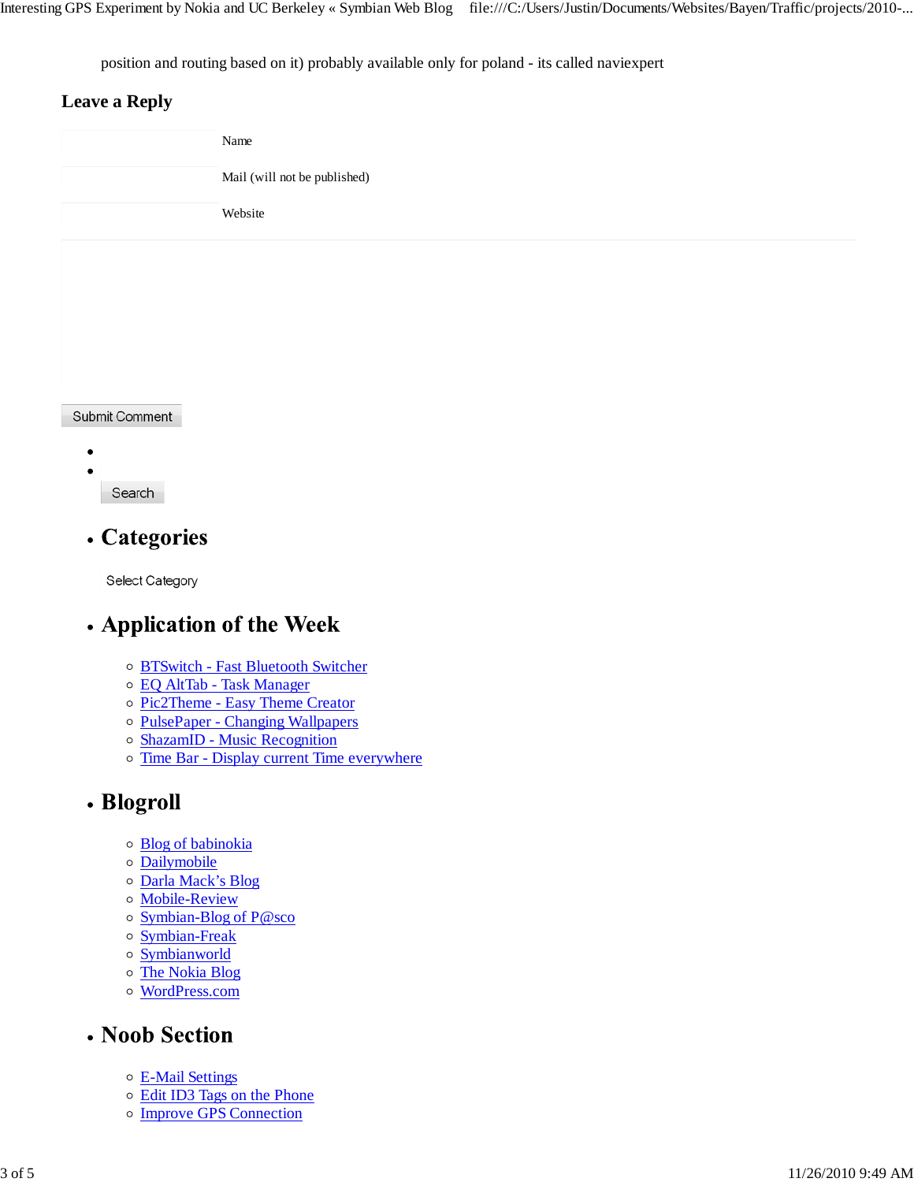position and routing based on it) probably available only for poland - its called naviexpert

## Leave a Reply

Name

Mail (will not be published)

Website

Submit Comment

- 
- Search

- ## Categories

  Select Category

- ## Application of the Week

  - BTSwitch - Fast Bluetooth Switcher
  - EQ AltTab - Task Manager
  - Pic2Theme - Easy Theme Creator
  - PulsePaper - Changing Wallpapers
  - ShazamID - Music Recognition
  - Time Bar - Display current Time everywhere

- ## Blogroll

  - Blog of babinokia
  - Dailymobile
  - Darla Mack's Blog
  - Mobile-Review
  - Symbian-Blog of P@sco
  - Symbian-Freak
  - Symbianworld
  - The Nokia Blog
  - WordPress.com

- ## Noob Section

  - E-Mail Settings
  - Edit ID3 Tags on the Phone
  - Improve GPS Connection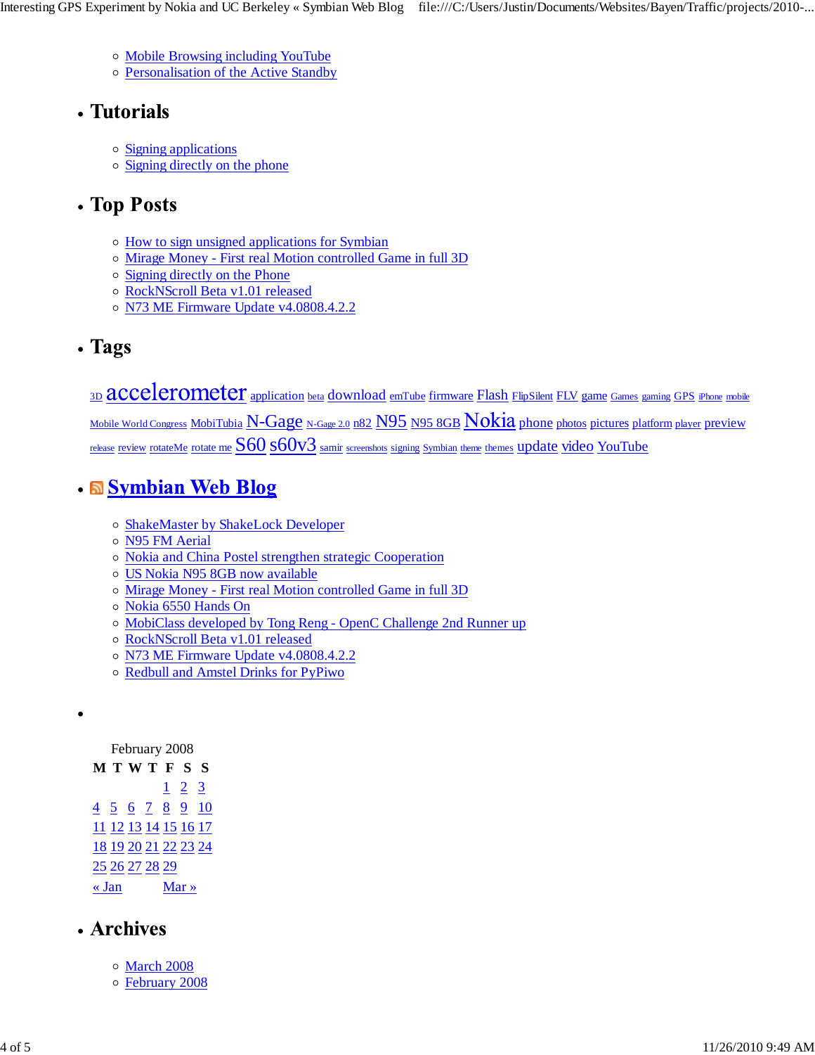- Mobile Browsing including YouTube
- Personalisation of the Active Standby

- **Tutorials**
  - Signing applications
  - Signing directly on the phone

- **Top Posts**
  - How to sign unsigned applications for Symbian
  - Mirage Money - First real Motion controlled Game in full 3D
  - Signing directly on the Phone
  - RockNScroll Beta v1.01 released
  - N73 ME Firmware Update v4.0808.4.2.2

- **Tags**

  3D accelerometer application beta download emTube firmware Flash FlipSilent FLV game Games gaming GPS iPhone mobile Mobile World Congress MobiTubia N-Gage N-Gage 2.0 n82 N95 N95 8GB Nokia phone photos pictures platform player preview release review rotateMe rotate me S60 s60v3 samir screenshots signing Symbian theme themes update video YouTube

- **Symbian Web Blog**
  - ShakeMaster by ShakeLock Developer
  - N95 FM Aerial
  - Nokia and China Postel strengthen strategic Cooperation
  - US Nokia N95 8GB now available
  - Mirage Money - First real Motion controlled Game in full 3D
  - Nokia 6550 Hands On
  - MobiClass developed by Tong Reng - OpenC Challenge 2nd Runner up
  - RockNScroll Beta v1.01 released
  - N73 ME Firmware Update v4.0808.4.2.2
  - Redbull and Amstel Drinks for PyPiwo

-

February 2008

| M | T | W | T | F | S | S |
|---|---|---|---|---|---|---|
| | | | | 1 | 2 | 3 |
| 4 | 5 | 6 | 7 | 8 | 9 | 10 |
| 11 | 12 | 13 | 14 | 15 | 16 | 17 |
| 18 | 19 | 20 | 21 | 22 | 23 | 24 |
| 25 | 26 | 27 | 28 | 29 | | |
| « Jan | | | | Mar » | | |

- **Archives**
  - March 2008
  - February 2008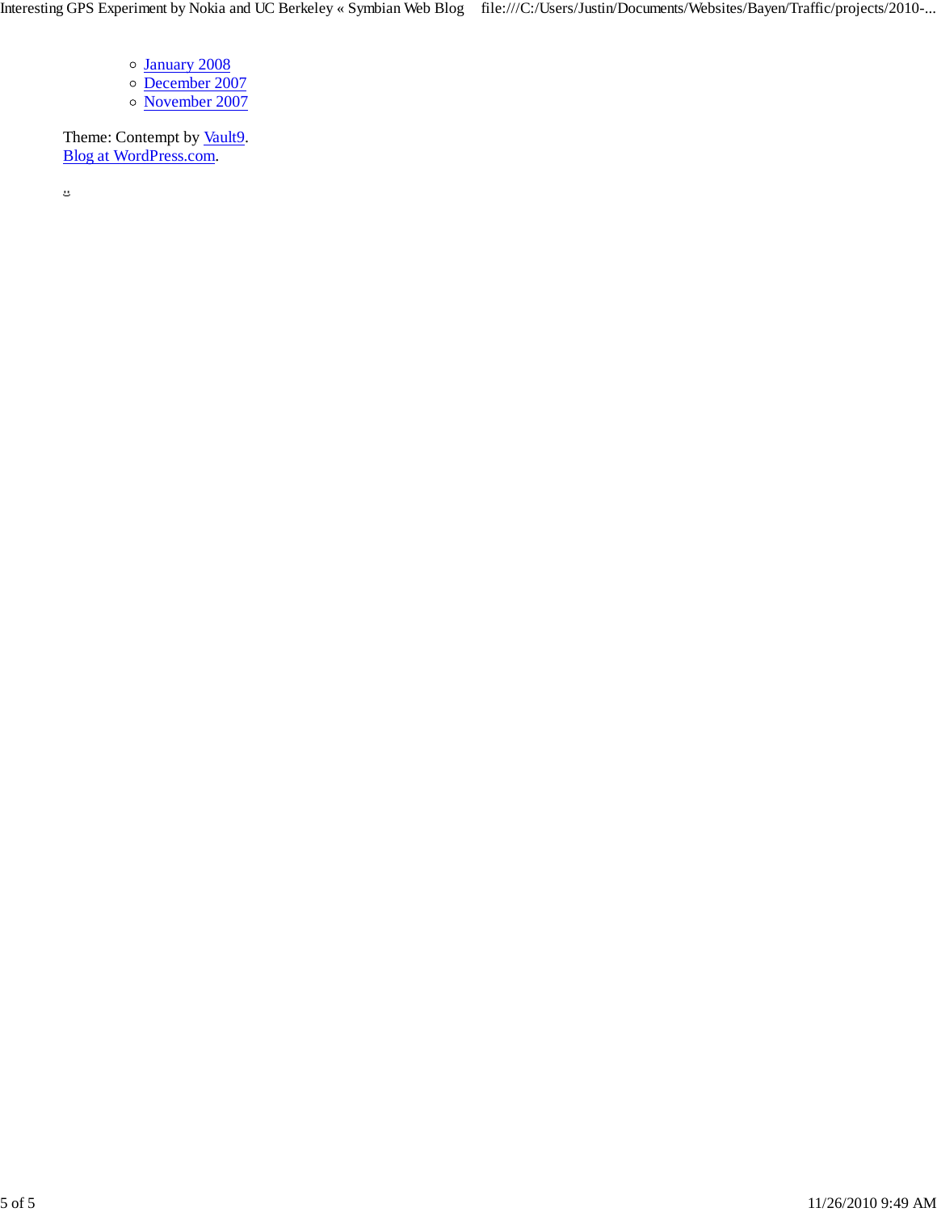- January 2008
- December 2007
- November 2007

Theme: Contempt by Vault9.
Blog at WordPress.com.